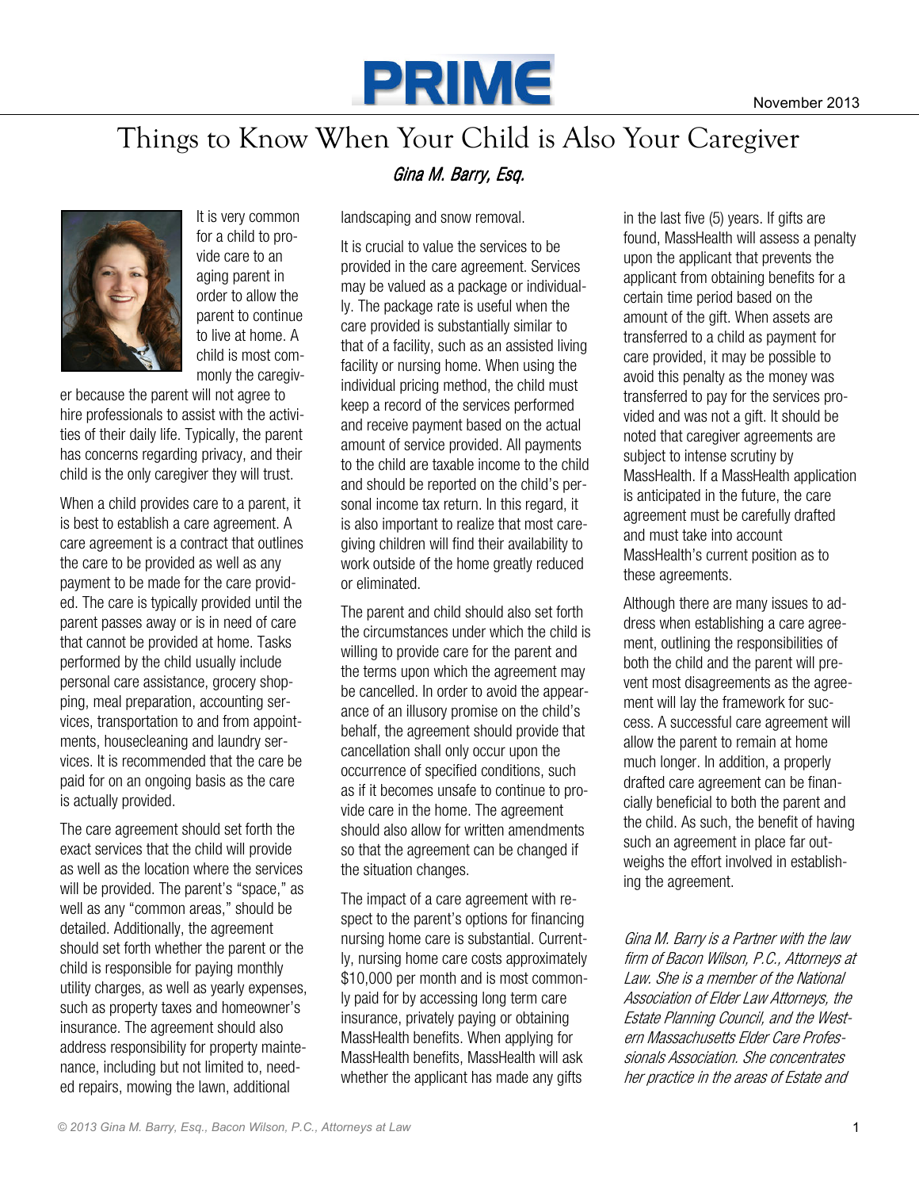# Things to Know When Your Child is Also Your Caregiver

*Gina M. Barry, Esq.*

It is very common for a child to provide care to an aging parent in order to allow the parent to continue to live at home. A child is most commonly the caregiver because the parent will not agree to hire professionals to assist with the activities of their daily life. Typically, the parent has concerns regarding privacy, and their child is the only caregiver they will trust.

When a child provides care to a parent, it is best to establish a care agreement. A care agreement is a contract that outlines the care to be provided as well as any payment to be made for the care provided. The care is typically provided until the parent passes away or is in need of care that cannot be provided at home. Tasks performed by the child usually include personal care assistance, grocery shopping, meal preparation, accounting services, transportation to and from appointments, housecleaning and laundry services. It is recommended that the care be paid for on an ongoing basis as the care is actually provided.

The care agreement should set forth the exact services that the child will provide as well as the location where the services will be provided. The parent's "space," as well as any "common areas," should be detailed. Additionally, the agreement should set forth whether the parent or the child is responsible for paying monthly utility charges, as well as yearly expenses, such as property taxes and homeowner's insurance. The agreement should also address responsibility for property maintenance, including but not limited to, needed repairs, mowing the lawn, additional landscaping and snow removal.

It is crucial to value the services to be provided in the care agreement. Services may be valued as a package or individually. The package rate is useful when the care provided is substantially similar to that of a facility, such as an assisted living facility or nursing home. When using the individual pricing method, the child must keep a record of the services performed and receive payment based on the actual amount of service provided. All payments to the child are taxable income to the child and should be reported on the child's personal income tax return. In this regard, it is also important to realize that most caregiving children will find their availability to work outside of the home greatly reduced or eliminated.

The parent and child should also set forth the circumstances under which the child is willing to provide care for the parent and the terms upon which the agreement may be cancelled. In order to avoid the appearance of an illusory promise on the child's behalf, the agreement should provide that cancellation shall only occur upon the occurrence of specified conditions, such as if it becomes unsafe to continue to provide care in the home. The agreement should also allow for written amendments so that the agreement can be changed if the situation changes.

The impact of a care agreement with respect to the parent's options for financing nursing home care is substantial. Currently, nursing home care costs approximately $10,000 per month and is most commonly paid for by accessing long term care insurance, privately paying or obtaining MassHealth benefits. When applying for MassHealth benefits, MassHealth will ask whether the applicant has made any gifts in the last five (5) years. If gifts are found, MassHealth will assess a penalty upon the applicant that prevents the applicant from obtaining benefits for a certain time period based on the amount of the gift. When assets are transferred to a child as payment for care provided, it may be possible to avoid this penalty as the money was transferred to pay for the services provided and was not a gift. It should be noted that caregiver agreements are subject to intense scrutiny by MassHealth. If a MassHealth application is anticipated in the future, the care agreement must be carefully drafted and must take into account MassHealth's current position as to these agreements.

Although there are many issues to address when establishing a care agreement, outlining the responsibilities of both the child and the parent will prevent most disagreements as the agreement will lay the framework for success. A successful care agreement will allow the parent to remain at home much longer. In addition, a properly drafted care agreement can be financially beneficial to both the parent and the child. As such, the benefit of having such an agreement in place far outweighs the effort involved in establishing the agreement.

*Gina M. Barry is a Partner with the law firm of Bacon Wilson, P.C., Attorneys at Law. She is a member of the National Association of Elder Law Attorneys, the Estate Planning Council, and the Western Massachusetts Elder Care Professionals Association. She concentrates her practice in the areas of Estate and*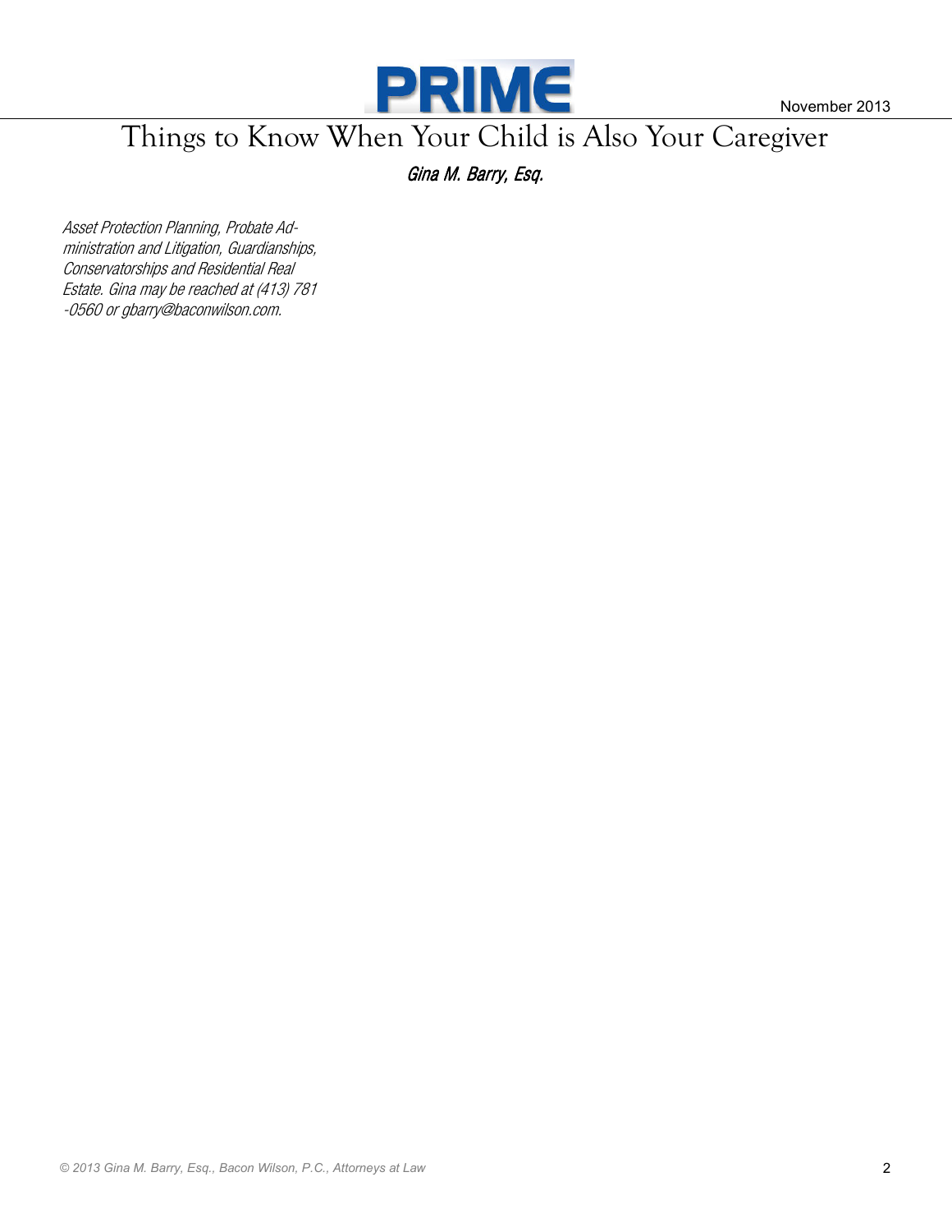# Things to Know When Your Child is Also Your Caregiver

*Gina M. Barry, Esq.*

*Asset Protection Planning, Probate Administration and Litigation, Guardianships, Conservatorships and Residential Real Estate. Gina may be reached at (413) 781-0560 or gbarry@baconwilson.com.*